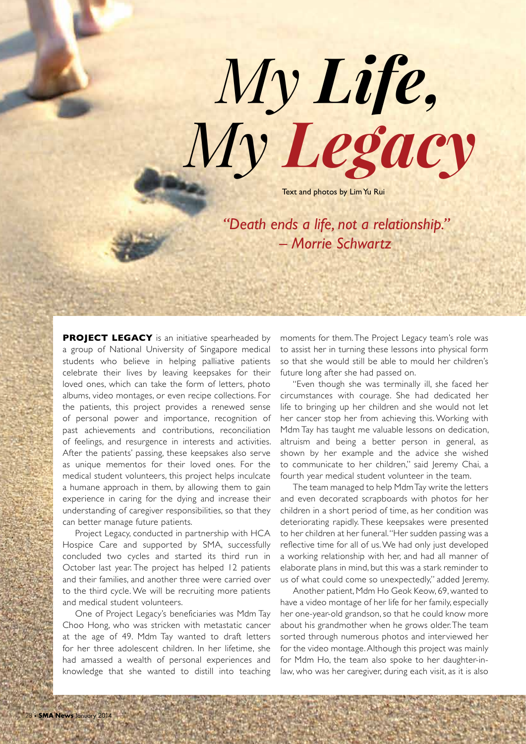# *My Life, My Legacy*

Text and photos by Lim Yu Rui

*"Death ends a life, not a relationship."*
*– Morrie Schwartz*

**PROJECT LEGACY** is an initiative spearheaded by a group of National University of Singapore medical students who believe in helping palliative patients celebrate their lives by leaving keepsakes for their loved ones, which can take the form of letters, photo albums, video montages, or even recipe collections. For the patients, this project provides a renewed sense of personal power and importance, recognition of past achievements and contributions, reconciliation of feelings, and resurgence in interests and activities. After the patients' passing, these keepsakes also serve as unique mementos for their loved ones. For the medical student volunteers, this project helps inculcate a humane approach in them, by allowing them to gain experience in caring for the dying and increase their understanding of caregiver responsibilities, so that they can better manage future patients.

Project Legacy, conducted in partnership with HCA Hospice Care and supported by SMA, successfully concluded two cycles and started its third run in October last year. The project has helped 12 patients and their families, and another three were carried over to the third cycle. We will be recruiting more patients and medical student volunteers.

One of Project Legacy's beneficiaries was Mdm Tay Choo Hong, who was stricken with metastatic cancer at the age of 49. Mdm Tay wanted to draft letters for her three adolescent children. In her lifetime, she had amassed a wealth of personal experiences and knowledge that she wanted to distill into teaching moments for them. The Project Legacy team's role was to assist her in turning these lessons into physical form so that she would still be able to mould her children's future long after she had passed on.

"Even though she was terminally ill, she faced her circumstances with courage. She had dedicated her life to bringing up her children and she would not let her cancer stop her from achieving this. Working with Mdm Tay has taught me valuable lessons on dedication, altruism and being a better person in general, as shown by her example and the advice she wished to communicate to her children," said Jeremy Chai, a fourth year medical student volunteer in the team.

The team managed to help Mdm Tay write the letters and even decorated scrapboards with photos for her children in a short period of time, as her condition was deteriorating rapidly. These keepsakes were presented to her children at her funeral. "Her sudden passing was a reflective time for all of us. We had only just developed a working relationship with her, and had all manner of elaborate plans in mind, but this was a stark reminder to us of what could come so unexpectedly," added Jeremy.

Another patient, Mdm Ho Geok Keow, 69, wanted to have a video montage of her life for her family, especially her one-year-old grandson, so that he could know more about his grandmother when he grows older. The team sorted through numerous photos and interviewed her for the video montage. Although this project was mainly for Mdm Ho, the team also spoke to her daughter-in-law, who was her caregiver, during each visit, as it is also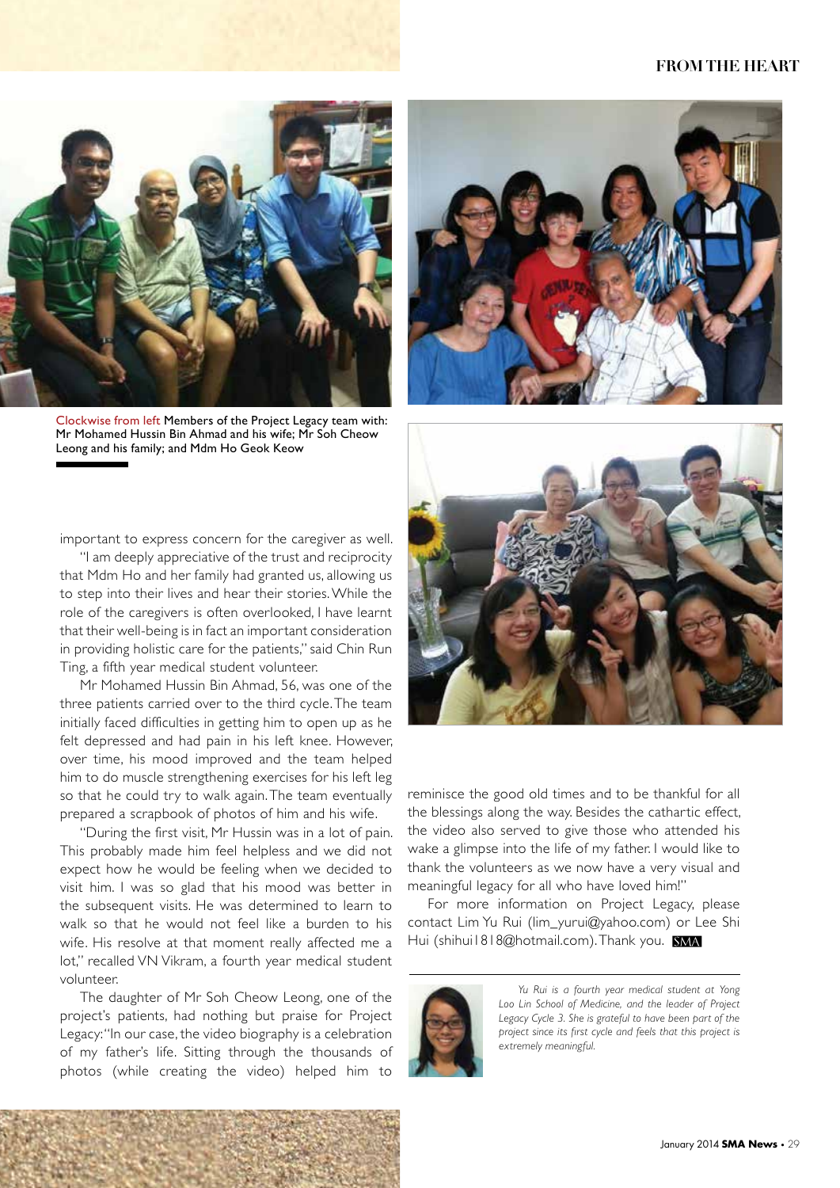Clockwise from left Members of the Project Legacy team with: Mr Mohamed Hussin Bin Ahmad and his wife; Mr Soh Cheow Leong and his family; and Mdm Ho Geok Keow

important to express concern for the caregiver as well.

"I am deeply appreciative of the trust and reciprocity that Mdm Ho and her family had granted us, allowing us to step into their lives and hear their stories. While the role of the caregivers is often overlooked, I have learnt that their well-being is in fact an important consideration in providing holistic care for the patients," said Chin Run Ting, a fifth year medical student volunteer.

Mr Mohamed Hussin Bin Ahmad, 56, was one of the three patients carried over to the third cycle. The team initially faced difficulties in getting him to open up as he felt depressed and had pain in his left knee. However, over time, his mood improved and the team helped him to do muscle strengthening exercises for his left leg so that he could try to walk again. The team eventually prepared a scrapbook of photos of him and his wife.

"During the first visit, Mr Hussin was in a lot of pain. This probably made him feel helpless and we did not expect how he would be feeling when we decided to visit him. I was so glad that his mood was better in the subsequent visits. He was determined to learn to walk so that he would not feel like a burden to his wife. His resolve at that moment really affected me a lot," recalled VN Vikram, a fourth year medical student volunteer.

The daughter of Mr Soh Cheow Leong, one of the project's patients, had nothing but praise for Project Legacy: "In our case, the video biography is a celebration of my father's life. Sitting through the thousands of photos (while creating the video) helped him to reminisce the good old times and to be thankful for all the blessings along the way. Besides the cathartic effect, the video also served to give those who attended his wake a glimpse into the life of my father. I would like to thank the volunteers as we now have a very visual and meaningful legacy for all who have loved him!"

For more information on Project Legacy, please contact Lim Yu Rui (lim_yurui@yahoo.com) or Lee Shi Hui (shihui1818@hotmail.com). Thank you. SMA

*Yu Rui is a fourth year medical student at Yong Loo Lin School of Medicine, and the leader of Project Legacy Cycle 3. She is grateful to have been part of the project since its first cycle and feels that this project is extremely meaningful.*